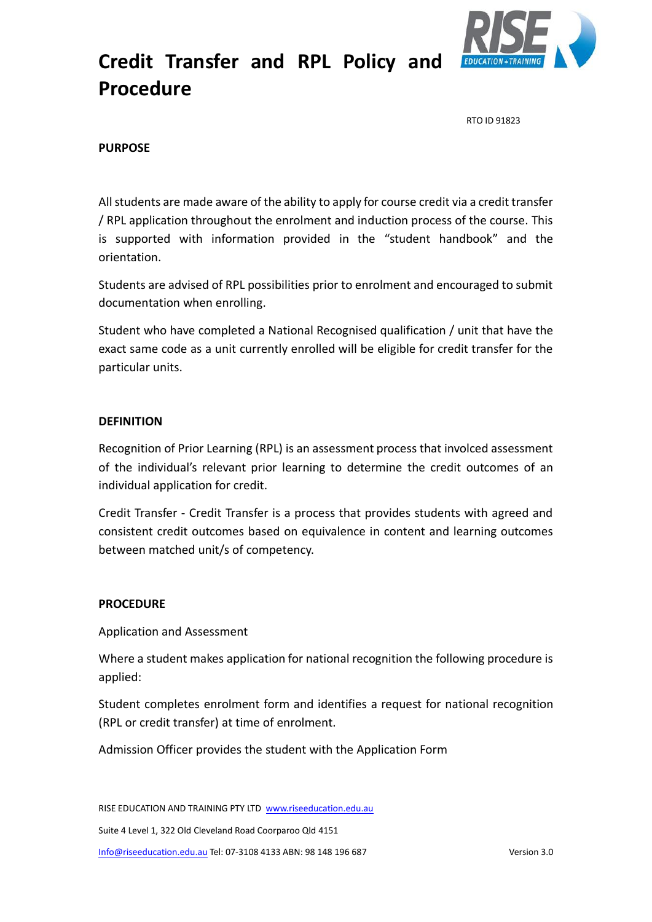# Credit Transfer and RPL Policy and Procedure

RTO ID 91823

## PURPOSE

All students are made aware of the ability to apply for course credit via a credit transfer / RPL application throughout the enrolment and induction process of the course. This is supported with information provided in the "student handbook" and the orientation.

Students are advised of RPL possibilities prior to enrolment and encouraged to submit documentation when enrolling.

Student who have completed a National Recognised qualification / unit that have the exact same code as a unit currently enrolled will be eligible for credit transfer for the particular units.

## DEFINITION

Recognition of Prior Learning (RPL) is an assessment process that involced assessment of the individual's relevant prior learning to determine the credit outcomes of an individual application for credit.

Credit Transfer - Credit Transfer is a process that provides students with agreed and consistent credit outcomes based on equivalence in content and learning outcomes between matched unit/s of competency.

## PROCEDURE

Application and Assessment

Where a student makes application for national recognition the following procedure is applied:

Student completes enrolment form and identifies a request for national recognition (RPL or credit transfer) at time of enrolment.

Admission Officer provides the student with the Application Form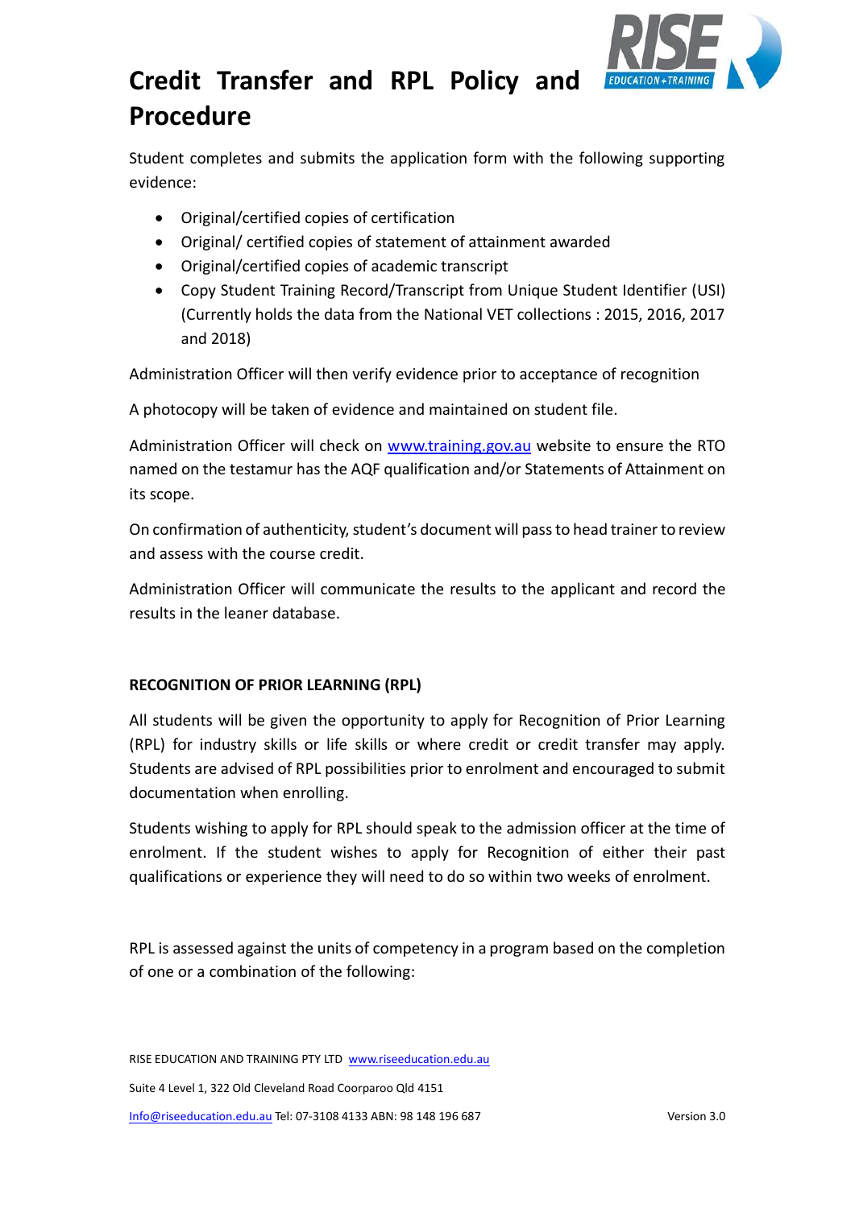# Credit Transfer and RPL Policy and Procedure

Student completes and submits the application form with the following supporting evidence:

- Original/certified copies of certification
- Original/ certified copies of statement of attainment awarded
- Original/certified copies of academic transcript
- Copy Student Training Record/Transcript from Unique Student Identifier (USI) (Currently holds the data from the National VET collections : 2015, 2016, 2017 and 2018)

Administration Officer will then verify evidence prior to acceptance of recognition

A photocopy will be taken of evidence and maintained on student file.

Administration Officer will check on www.training.gov.au website to ensure the RTO named on the testamur has the AQF qualification and/or Statements of Attainment on its scope.

On confirmation of authenticity, student's document will pass to head trainer to review and assess with the course credit.

Administration Officer will communicate the results to the applicant and record the results in the leaner database.

**RECOGNITION OF PRIOR LEARNING (RPL)**

All students will be given the opportunity to apply for Recognition of Prior Learning (RPL) for industry skills or life skills or where credit or credit transfer may apply. Students are advised of RPL possibilities prior to enrolment and encouraged to submit documentation when enrolling.

Students wishing to apply for RPL should speak to the admission officer at the time of enrolment. If the student wishes to apply for Recognition of either their past qualifications or experience they will need to do so within two weeks of enrolment.

RPL is assessed against the units of competency in a program based on the completion of one or a combination of the following: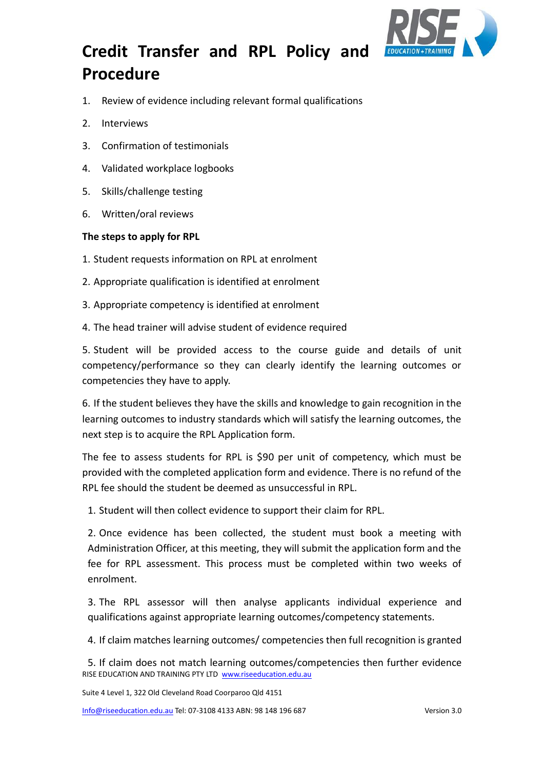# Credit Transfer and RPL Policy and Procedure

1. Review of evidence including relevant formal qualifications
2. Interviews
3. Confirmation of testimonials
4. Validated workplace logbooks
5. Skills/challenge testing
6. Written/oral reviews

**The steps to apply for RPL**

1. Student requests information on RPL at enrolment
2. Appropriate qualification is identified at enrolment
3. Appropriate competency is identified at enrolment
4. The head trainer will advise student of evidence required
5. Student will be provided access to the course guide and details of unit competency/performance so they can clearly identify the learning outcomes or competencies they have to apply.
6. If the student believes they have the skills and knowledge to gain recognition in the learning outcomes to industry standards which will satisfy the learning outcomes, the next step is to acquire the RPL Application form.

The fee to assess students for RPL is $90 per unit of competency, which must be provided with the completed application form and evidence. There is no refund of the RPL fee should the student be deemed as unsuccessful in RPL.

1. Student will then collect evidence to support their claim for RPL.
2. Once evidence has been collected, the student must book a meeting with Administration Officer, at this meeting, they will submit the application form and the fee for RPL assessment. This process must be completed within two weeks of enrolment.
3. The RPL assessor will then analyse applicants individual experience and qualifications against appropriate learning outcomes/competency statements.
4. If claim matches learning outcomes/ competencies then full recognition is granted
5. If claim does not match learning outcomes/competencies then further evidence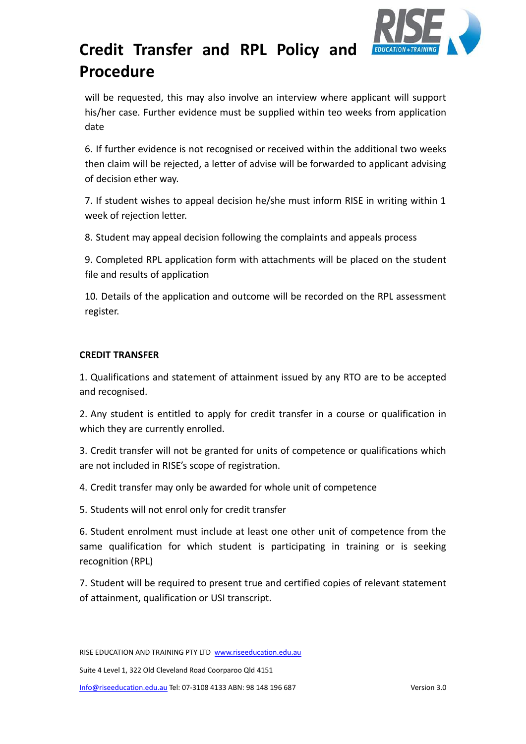will be requested, this may also involve an interview where applicant will support his/her case. Further evidence must be supplied within teo weeks from application date

6. If further evidence is not recognised or received within the additional two weeks then claim will be rejected, a letter of advise will be forwarded to applicant advising of decision ether way.

7. If student wishes to appeal decision he/she must inform RISE in writing within 1 week of rejection letter.

8. Student may appeal decision following the complaints and appeals process

9. Completed RPL application form with attachments will be placed on the student file and results of application

10. Details of the application and outcome will be recorded on the RPL assessment register.

## CREDIT TRANSFER

1. Qualifications and statement of attainment issued by any RTO are to be accepted and recognised.

2. Any student is entitled to apply for credit transfer in a course or qualification in which they are currently enrolled.

3. Credit transfer will not be granted for units of competence or qualifications which are not included in RISE's scope of registration.

4. Credit transfer may only be awarded for whole unit of competence

5. Students will not enrol only for credit transfer

6. Student enrolment must include at least one other unit of competence from the same qualification for which student is participating in training or is seeking recognition (RPL)

7. Student will be required to present true and certified copies of relevant statement of attainment, qualification or USI transcript.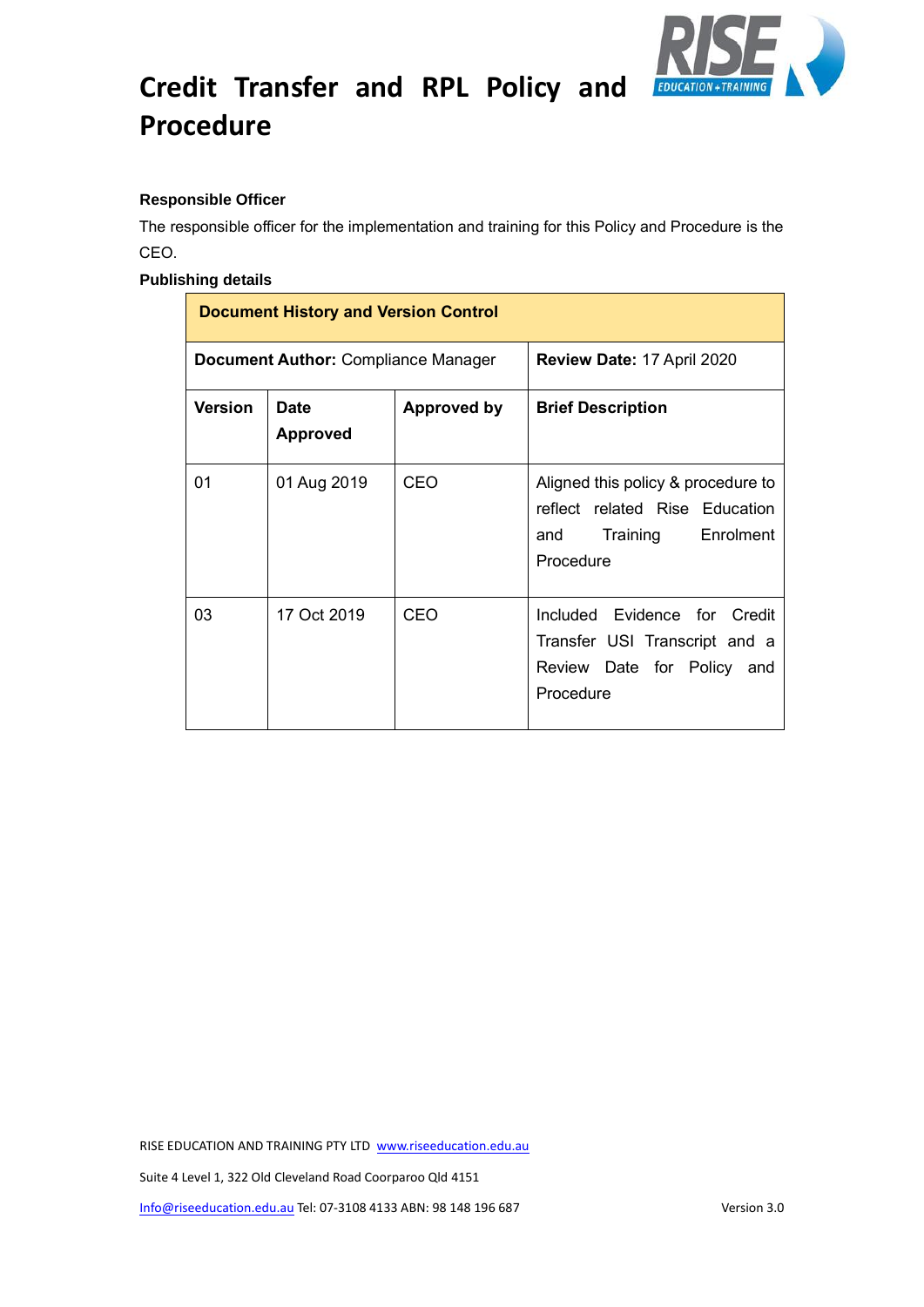# Credit Transfer and RPL Policy and Procedure

**Responsible Officer**

The responsible officer for the implementation and training for this Policy and Procedure is the CEO.

**Publishing details**

| **Document History and Version Control** | | | |
|---|---|---|---|
| **Document Author:** Compliance Manager | | | **Review Date:** 17 April 2020 |
| **Version** | **Date Approved** | **Approved by** | **Brief Description** |
| 01 | 01 Aug 2019 | CEO | Aligned this policy & procedure to reflect related Rise Education and Training Enrolment Procedure |
| 03 | 17 Oct 2019 | CEO | Included Evidence for Credit Transfer USI Transcript and a Review Date for Policy and Procedure |